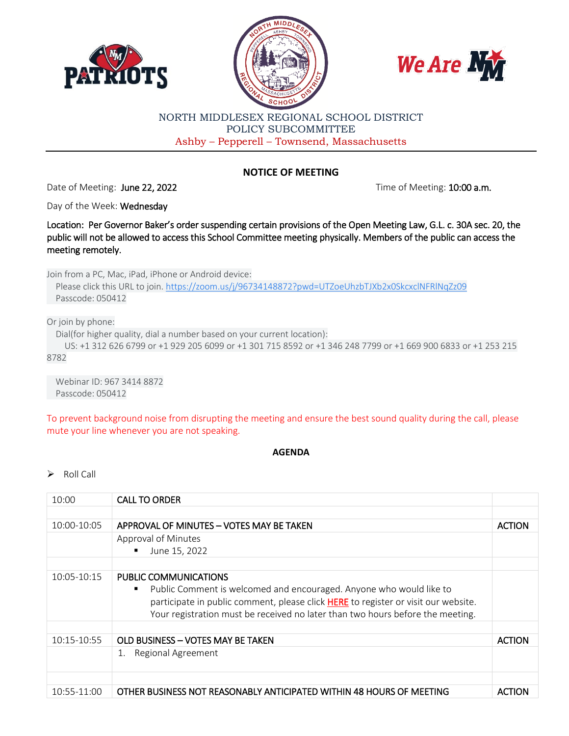NORTH MIDDLESEX REGIONAL SCHOOL DISTRICT
POLICY SUBCOMMITTEE
Ashby – Pepperell – Townsend, Massachusetts

## NOTICE OF MEETING

Date of Meeting: **June 22, 2022** Time of Meeting: **10:00 a.m.**

Day of the Week: **Wednesday**

**Location: Per Governor Baker's order suspending certain provisions of the Open Meeting Law, G.L. c. 30A sec. 20, the public will not be allowed to access this School Committee meeting physically. Members of the public can access the meeting remotely.**

Join from a PC, Mac, iPad, iPhone or Android device:
Please click this URL to join. https://zoom.us/j/96734148872?pwd=UTZoeUhzbTJXb2x0SkcxclNFRlNqZz09
Passcode: 050412

Or join by phone:
Dial(for higher quality, dial a number based on your current location):
US: +1 312 626 6799 or +1 929 205 6099 or +1 301 715 8592 or +1 346 248 7799 or +1 669 900 6833 or +1 253 215 8782

Webinar ID: 967 3414 8872
Passcode: 050412

To prevent background noise from disrupting the meeting and ensure the best sound quality during the call, please mute your line whenever you are not speaking.

## AGENDA

- Roll Call

| | | |
|---|---|---|
| 10:00 | CALL TO ORDER | |
| | | |
| 10:00-10:05 | APPROVAL OF MINUTES – VOTES MAY BE TAKEN | ACTION |
| | Approval of Minutes<br>▪ June 15, 2022 | |
| | | |
| 10:05-10:15 | PUBLIC COMMUNICATIONS<br>▪ Public Comment is welcomed and encouraged. Anyone who would like to participate in public comment, please click HERE to register or visit our website. Your registration must be received no later than two hours before the meeting. | |
| | | |
| 10:15-10:55 | OLD BUSINESS – VOTES MAY BE TAKEN | ACTION |
| | 1. Regional Agreement | |
| | | |
| 10:55-11:00 | OTHER BUSINESS NOT REASONABLY ANTICIPATED WITHIN 48 HOURS OF MEETING | ACTION |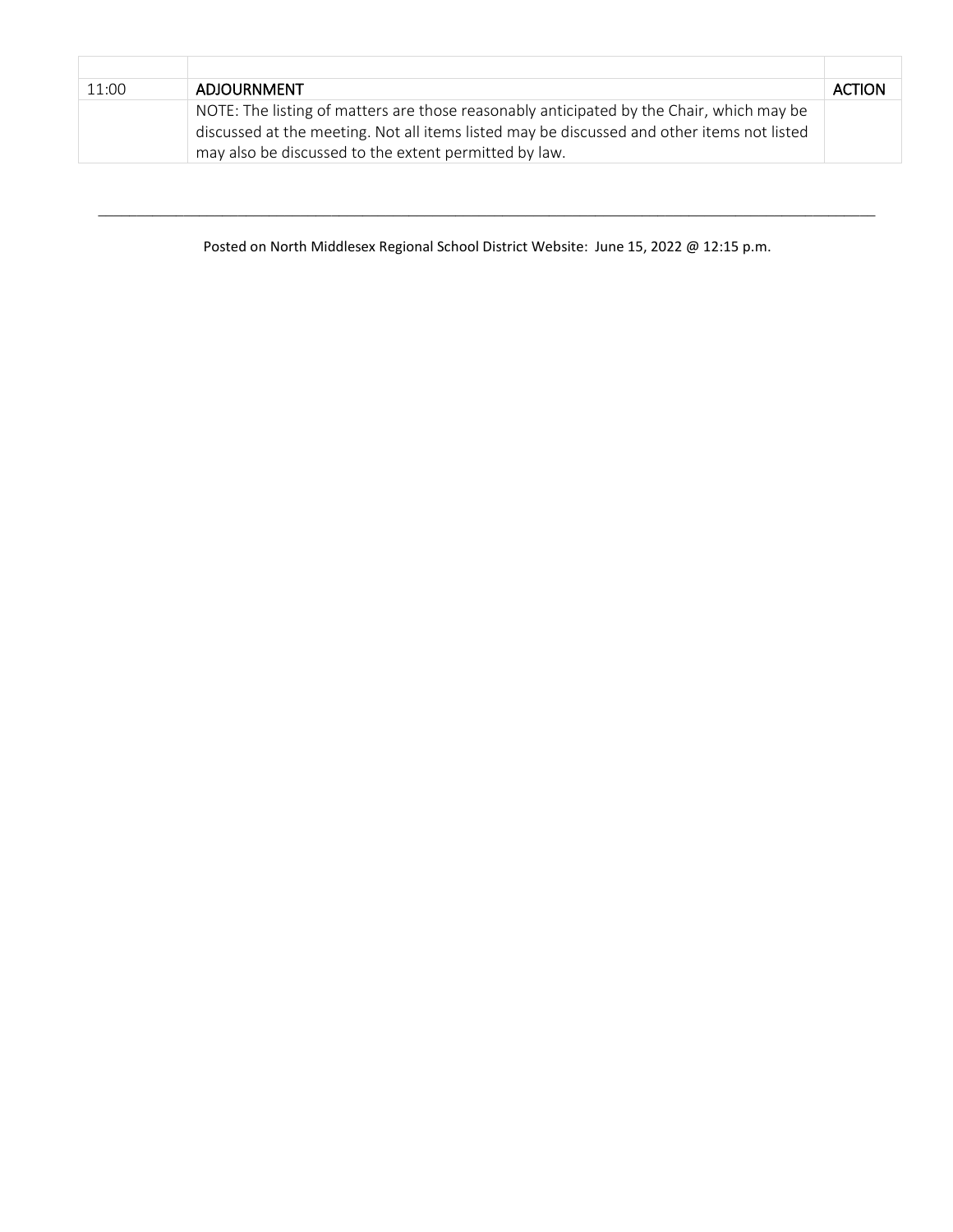| | | |
|---|---|---|
| | | |
| 11:00 | **ADJOURNMENT** | **ACTION** |
| | NOTE: The listing of matters are those reasonably anticipated by the Chair, which may be discussed at the meeting. Not all items listed may be discussed and other items not listed may also be discussed to the extent permitted by law. | |

---

Posted on North Middlesex Regional School District Website: June 15, 2022 @ 12:15 p.m.